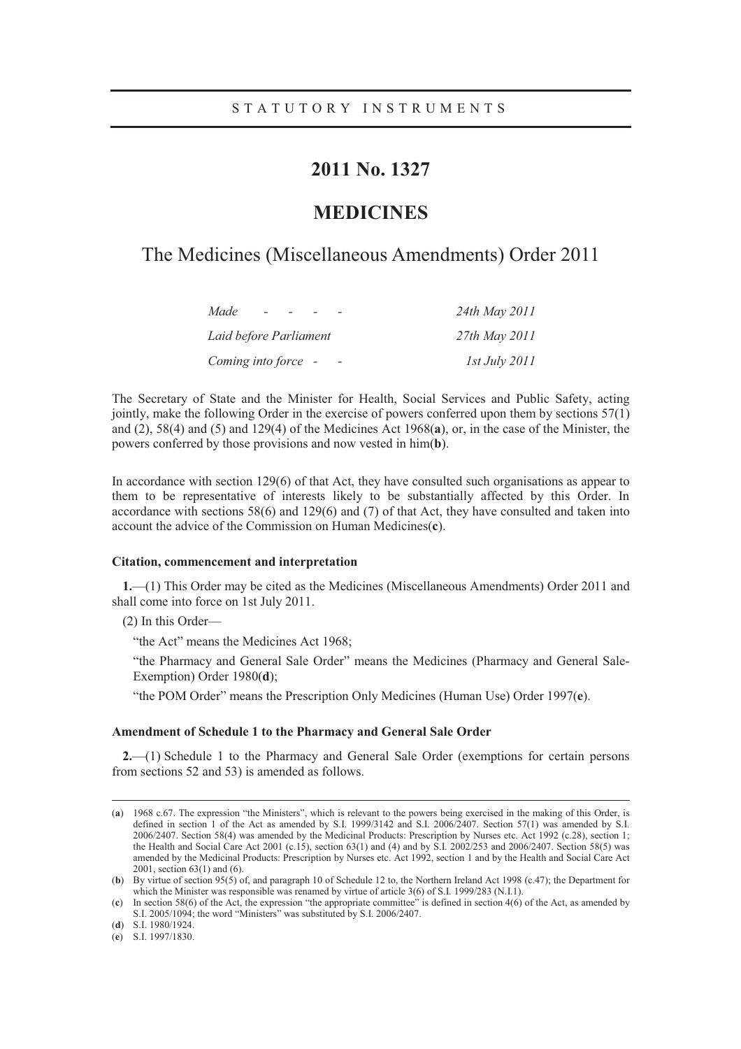STATUTORY INSTRUMENTS

# 2011 No. 1327

# MEDICINES

## The Medicines (Miscellaneous Amendments) Order 2011

| | |
|---|---|
| *Made - - - -* | *24th May 2011* |
| *Laid before Parliament* | *27th May 2011* |
| *Coming into force - -* | *1st July 2011* |

The Secretary of State and the Minister for Health, Social Services and Public Safety, acting jointly, make the following Order in the exercise of powers conferred upon them by sections 57(1) and (2), 58(4) and (5) and 129(4) of the Medicines Act 1968(**a**), or, in the case of the Minister, the powers conferred by those provisions and now vested in him(**b**).

In accordance with section 129(6) of that Act, they have consulted such organisations as appear to them to be representative of interests likely to be substantially affected by this Order. In accordance with sections 58(6) and 129(6) and (7) of that Act, they have consulted and taken into account the advice of the Commission on Human Medicines(**c**).

### Citation, commencement and interpretation

**1.**—(1) This Order may be cited as the Medicines (Miscellaneous Amendments) Order 2011 and shall come into force on 1st July 2011.

(2) In this Order—

"the Act" means the Medicines Act 1968;

"the Pharmacy and General Sale Order" means the Medicines (Pharmacy and General Sale-Exemption) Order 1980(**d**);

"the POM Order" means the Prescription Only Medicines (Human Use) Order 1997(**e**).

### Amendment of Schedule 1 to the Pharmacy and General Sale Order

**2.**—(1) Schedule 1 to the Pharmacy and General Sale Order (exemptions for certain persons from sections 52 and 53) is amended as follows.

---

(**a**) 1968 c.67. The expression "the Ministers", which is relevant to the powers being exercised in the making of this Order, is defined in section 1 of the Act as amended by S.I. 1999/3142 and S.I. 2006/2407. Section 57(1) was amended by S.I. 2006/2407. Section 58(4) was amended by the Medicinal Products: Prescription by Nurses etc. Act 1992 (c.28), section 1; the Health and Social Care Act 2001 (c.15), section 63(1) and (4) and by S.I. 2002/253 and 2006/2407. Section 58(5) was amended by the Medicinal Products: Prescription by Nurses etc. Act 1992, section 1 and by the Health and Social Care Act 2001, section 63(1) and (6).

(**b**) By virtue of section 95(5) of, and paragraph 10 of Schedule 12 to, the Northern Ireland Act 1998 (c.47); the Department for which the Minister was responsible was renamed by virtue of article 3(6) of S.I. 1999/283 (N.I.1).

(**c**) In section 58(6) of the Act, the expression "the appropriate committee" is defined in section 4(6) of the Act, as amended by S.I. 2005/1094; the word "Ministers" was substituted by S.I. 2006/2407.

(**d**) S.I. 1980/1924.

(**e**) S.I. 1997/1830.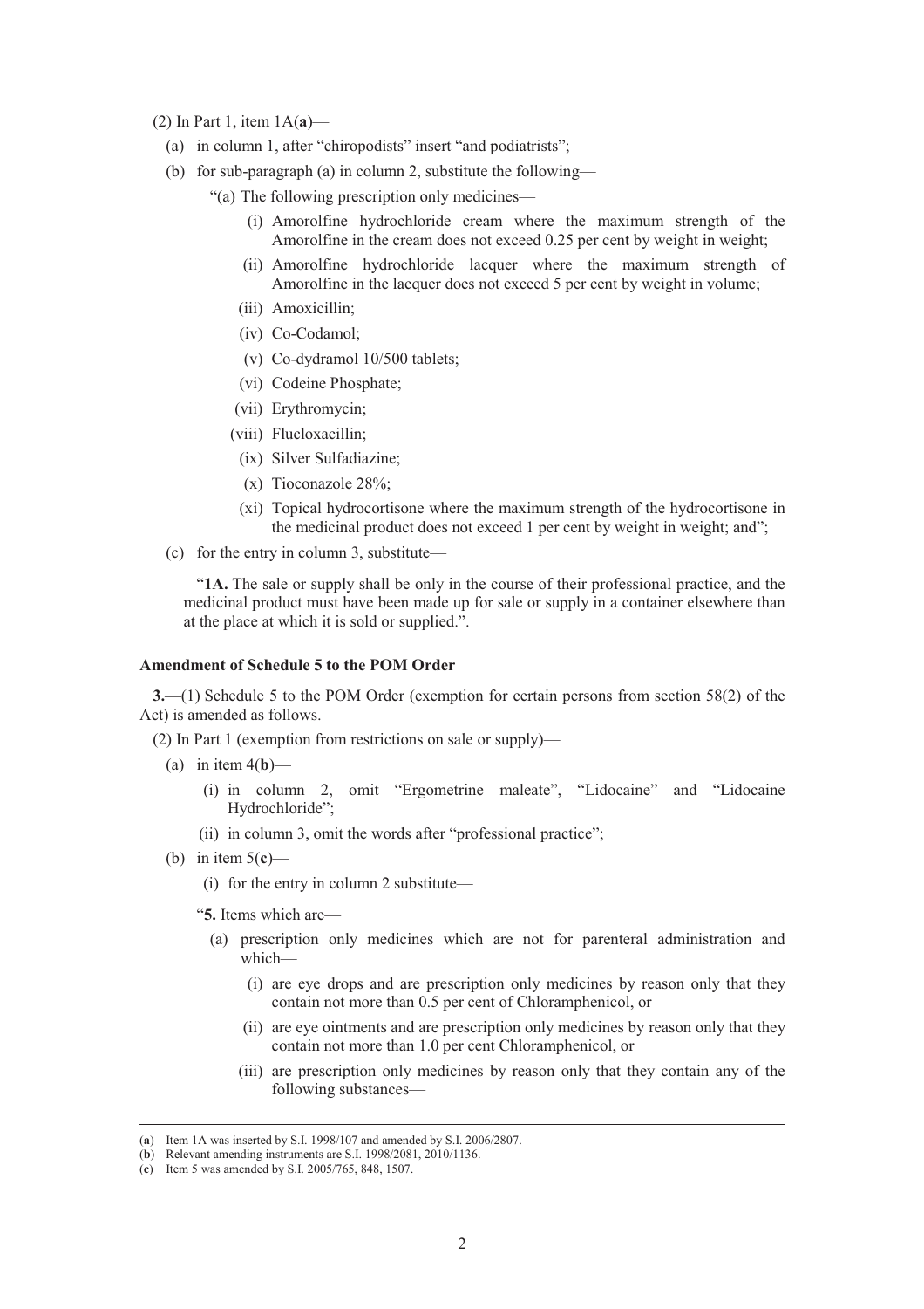(2) In Part 1, item 1A(**a**)—

(a) in column 1, after "chiropodists" insert "and podiatrists";

(b) for sub-paragraph (a) in column 2, substitute the following—

"(a) The following prescription only medicines—

(i) Amorolfine hydrochloride cream where the maximum strength of the Amorolfine in the cream does not exceed 0.25 per cent by weight in weight;

(ii) Amorolfine hydrochloride lacquer where the maximum strength of Amorolfine in the lacquer does not exceed 5 per cent by weight in volume;

(iii) Amoxicillin;

(iv) Co-Codamol;

(v) Co-dydramol 10/500 tablets;

(vi) Codeine Phosphate;

(vii) Erythromycin;

(viii) Flucloxacillin;

(ix) Silver Sulfadiazine;

(x) Tioconazole 28%;

(xi) Topical hydrocortisone where the maximum strength of the hydrocortisone in the medicinal product does not exceed 1 per cent by weight in weight; and";

(c) for the entry in column 3, substitute—

"**1A.** The sale or supply shall be only in the course of their professional practice, and the medicinal product must have been made up for sale or supply in a container elsewhere than at the place at which it is sold or supplied.".

**Amendment of Schedule 5 to the POM Order**

**3.**—(1) Schedule 5 to the POM Order (exemption for certain persons from section 58(2) of the Act) is amended as follows.

(2) In Part 1 (exemption from restrictions on sale or supply)—

(a) in item 4(**b**)—

(i) in column 2, omit "Ergometrine maleate", "Lidocaine" and "Lidocaine Hydrochloride";

(ii) in column 3, omit the words after "professional practice";

(b) in item 5(**c**)—

(i) for the entry in column 2 substitute—

"**5.** Items which are—

(a) prescription only medicines which are not for parenteral administration and which—

(i) are eye drops and are prescription only medicines by reason only that they contain not more than 0.5 per cent of Chloramphenicol, or

(ii) are eye ointments and are prescription only medicines by reason only that they contain not more than 1.0 per cent Chloramphenicol, or

(iii) are prescription only medicines by reason only that they contain any of the following substances—

---

(**a**) Item 1A was inserted by S.I. 1998/107 and amended by S.I. 2006/2807.

(**b**) Relevant amending instruments are S.I. 1998/2081, 2010/1136.

(**c**) Item 5 was amended by S.I. 2005/765, 848, 1507.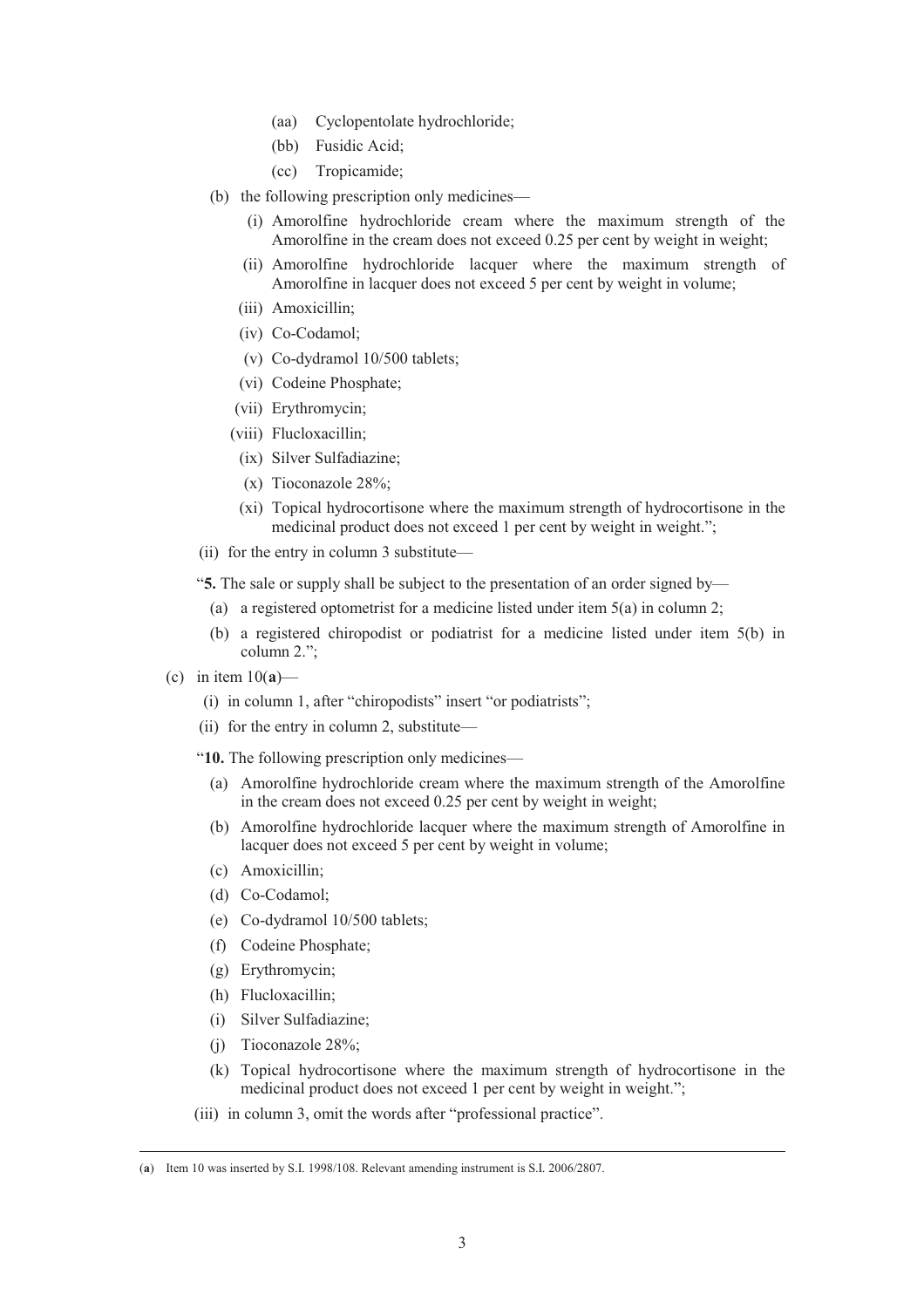(aa) Cyclopentolate hydrochloride;

(bb) Fusidic Acid;

(cc) Tropicamide;

(b) the following prescription only medicines—

(i) Amorolfine hydrochloride cream where the maximum strength of the Amorolfine in the cream does not exceed 0.25 per cent by weight in weight;

(ii) Amorolfine hydrochloride lacquer where the maximum strength of Amorolfine in lacquer does not exceed 5 per cent by weight in volume;

(iii) Amoxicillin;

(iv) Co-Codamol;

(v) Co-dydramol 10/500 tablets;

(vi) Codeine Phosphate;

(vii) Erythromycin;

(viii) Flucloxacillin;

(ix) Silver Sulfadiazine;

(x) Tioconazole 28%;

(xi) Topical hydrocortisone where the maximum strength of hydrocortisone in the medicinal product does not exceed 1 per cent by weight in weight.";

(ii) for the entry in column 3 substitute—

"**5.** The sale or supply shall be subject to the presentation of an order signed by—

(a) a registered optometrist for a medicine listed under item 5(a) in column 2;

(b) a registered chiropodist or podiatrist for a medicine listed under item 5(b) in column 2.";

(c) in item 10([a])—

(i) in column 1, after "chiropodists" insert "or podiatrists";

(ii) for the entry in column 2, substitute—

"**10.** The following prescription only medicines—

(a) Amorolfine hydrochloride cream where the maximum strength of the Amorolfine in the cream does not exceed 0.25 per cent by weight in weight;

(b) Amorolfine hydrochloride lacquer where the maximum strength of Amorolfine in lacquer does not exceed 5 per cent by weight in volume;

(c) Amoxicillin;

(d) Co-Codamol;

(e) Co-dydramol 10/500 tablets;

(f) Codeine Phosphate;

(g) Erythromycin;

(h) Flucloxacillin;

(i) Silver Sulfadiazine;

(j) Tioconazole 28%;

(k) Topical hydrocortisone where the maximum strength of hydrocortisone in the medicinal product does not exceed 1 per cent by weight in weight.";

(iii) in column 3, omit the words after "professional practice".

---

([a]) Item 10 was inserted by S.I. 1998/108. Relevant amending instrument is S.I. 2006/2807.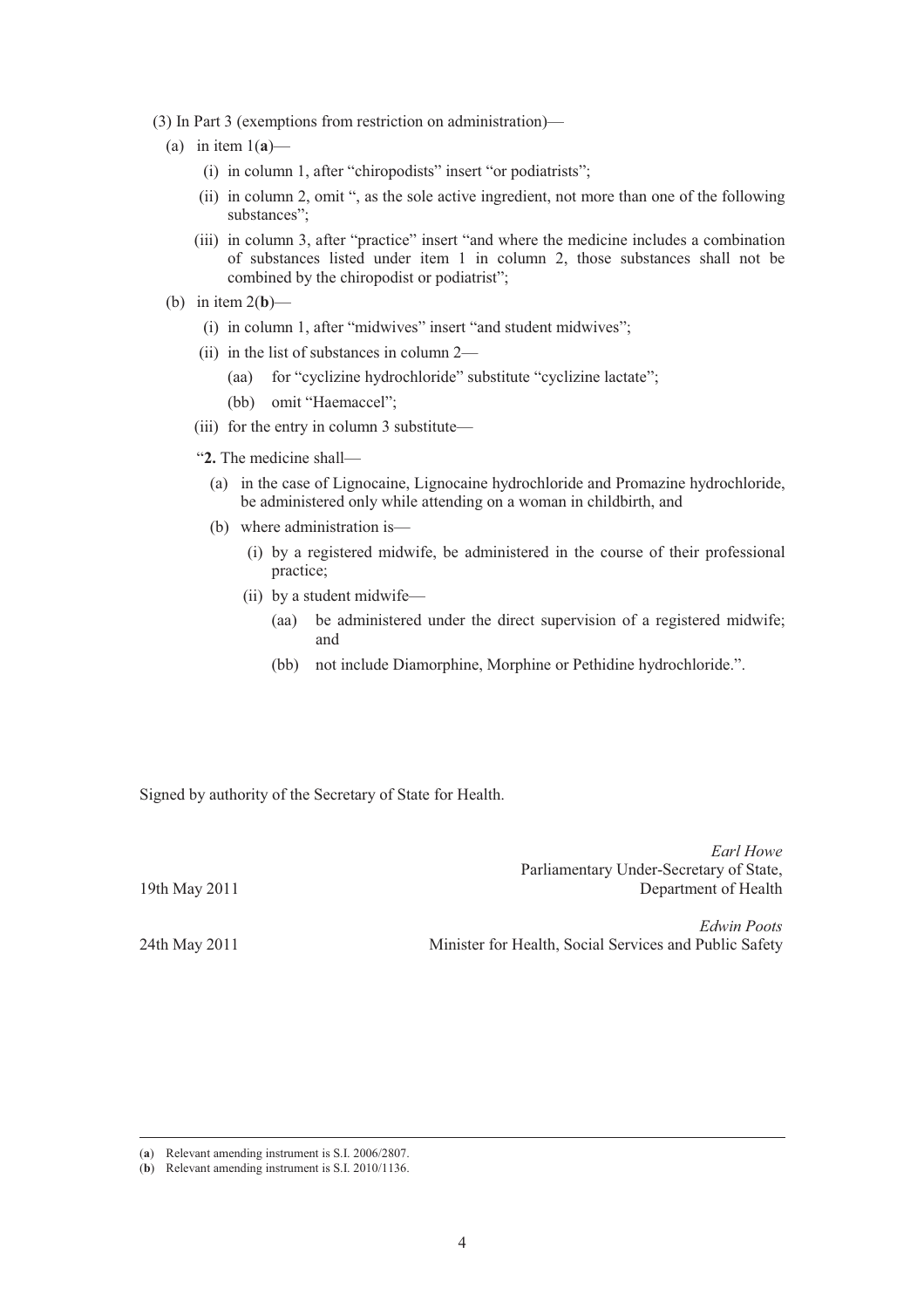(3) In Part 3 (exemptions from restriction on administration)—

(a) in item 1(**a**)—

(i) in column 1, after "chiropodists" insert "or podiatrists";

(ii) in column 2, omit ", as the sole active ingredient, not more than one of the following substances";

(iii) in column 3, after "practice" insert "and where the medicine includes a combination of substances listed under item 1 in column 2, those substances shall not be combined by the chiropodist or podiatrist";

(b) in item 2(**b**)—

(i) in column 1, after "midwives" insert "and student midwives";

(ii) in the list of substances in column 2—

(aa) for "cyclizine hydrochloride" substitute "cyclizine lactate";

(bb) omit "Haemaccel";

(iii) for the entry in column 3 substitute—

"**2.** The medicine shall—

(a) in the case of Lignocaine, Lignocaine hydrochloride and Promazine hydrochloride, be administered only while attending on a woman in childbirth, and

(b) where administration is—

(i) by a registered midwife, be administered in the course of their professional practice;

(ii) by a student midwife—

(aa) be administered under the direct supervision of a registered midwife; and

(bb) not include Diamorphine, Morphine or Pethidine hydrochloride.".

Signed by authority of the Secretary of State for Health.

*Earl Howe*
Parliamentary Under-Secretary of State,
Department of Health

19th May 2011

*Edwin Poots*
Minister for Health, Social Services and Public Safety

24th May 2011

---

(**a**) Relevant amending instrument is S.I. 2006/2807.

(**b**) Relevant amending instrument is S.I. 2010/1136.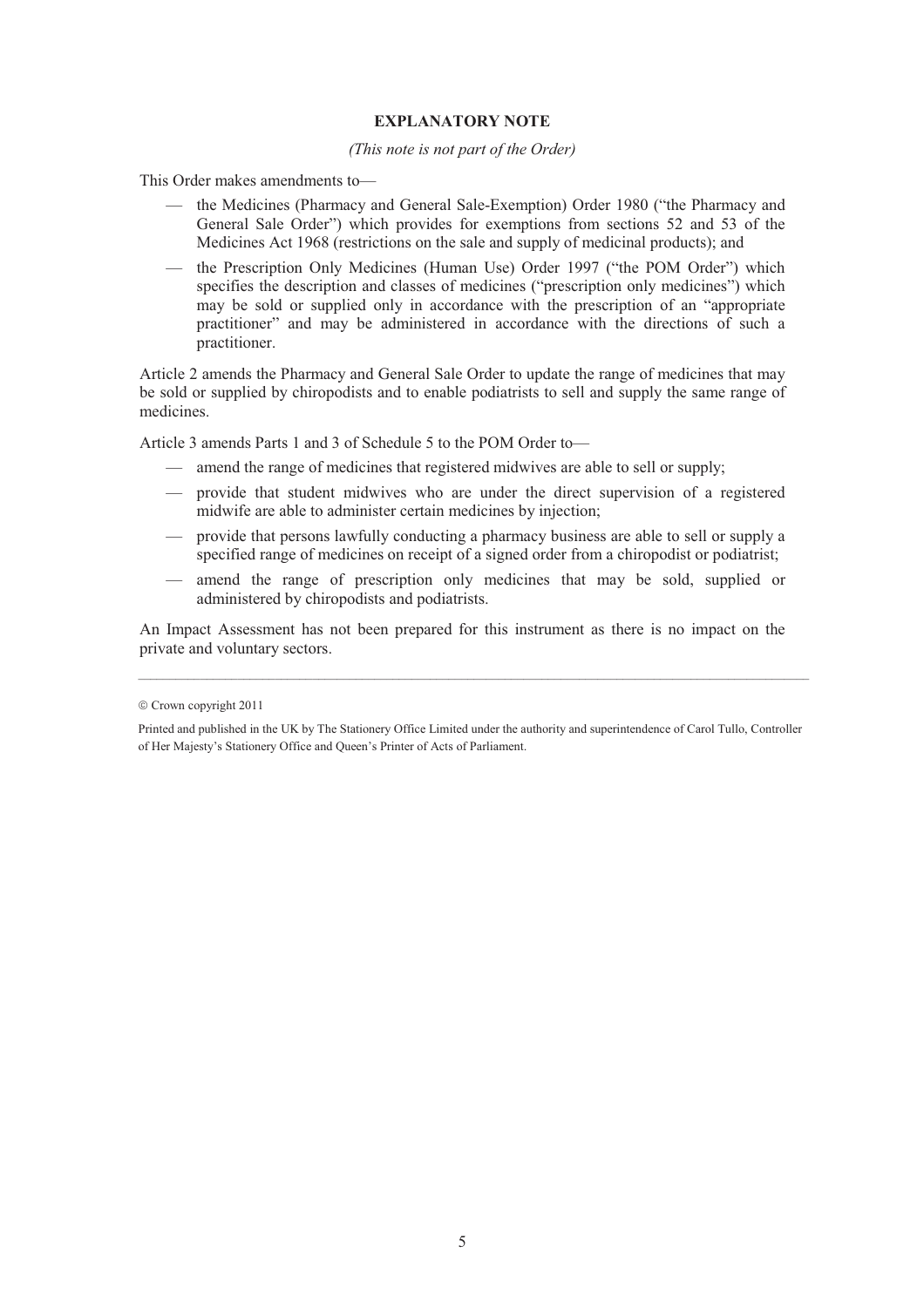**EXPLANATORY NOTE**

*(This note is not part of the Order)*

This Order makes amendments to—

- the Medicines (Pharmacy and General Sale-Exemption) Order 1980 ("the Pharmacy and General Sale Order") which provides for exemptions from sections 52 and 53 of the Medicines Act 1968 (restrictions on the sale and supply of medicinal products); and
- the Prescription Only Medicines (Human Use) Order 1997 ("the POM Order") which specifies the description and classes of medicines ("prescription only medicines") which may be sold or supplied only in accordance with the prescription of an "appropriate practitioner" and may be administered in accordance with the directions of such a practitioner.

Article 2 amends the Pharmacy and General Sale Order to update the range of medicines that may be sold or supplied by chiropodists and to enable podiatrists to sell and supply the same range of medicines.

Article 3 amends Parts 1 and 3 of Schedule 5 to the POM Order to—

- amend the range of medicines that registered midwives are able to sell or supply;
- provide that student midwives who are under the direct supervision of a registered midwife are able to administer certain medicines by injection;
- provide that persons lawfully conducting a pharmacy business are able to sell or supply a specified range of medicines on receipt of a signed order from a chiropodist or podiatrist;
- amend the range of prescription only medicines that may be sold, supplied or administered by chiropodists and podiatrists.

An Impact Assessment has not been prepared for this instrument as there is no impact on the private and voluntary sectors.

---

© Crown copyright 2011

Printed and published in the UK by The Stationery Office Limited under the authority and superintendence of Carol Tullo, Controller of Her Majesty's Stationery Office and Queen's Printer of Acts of Parliament.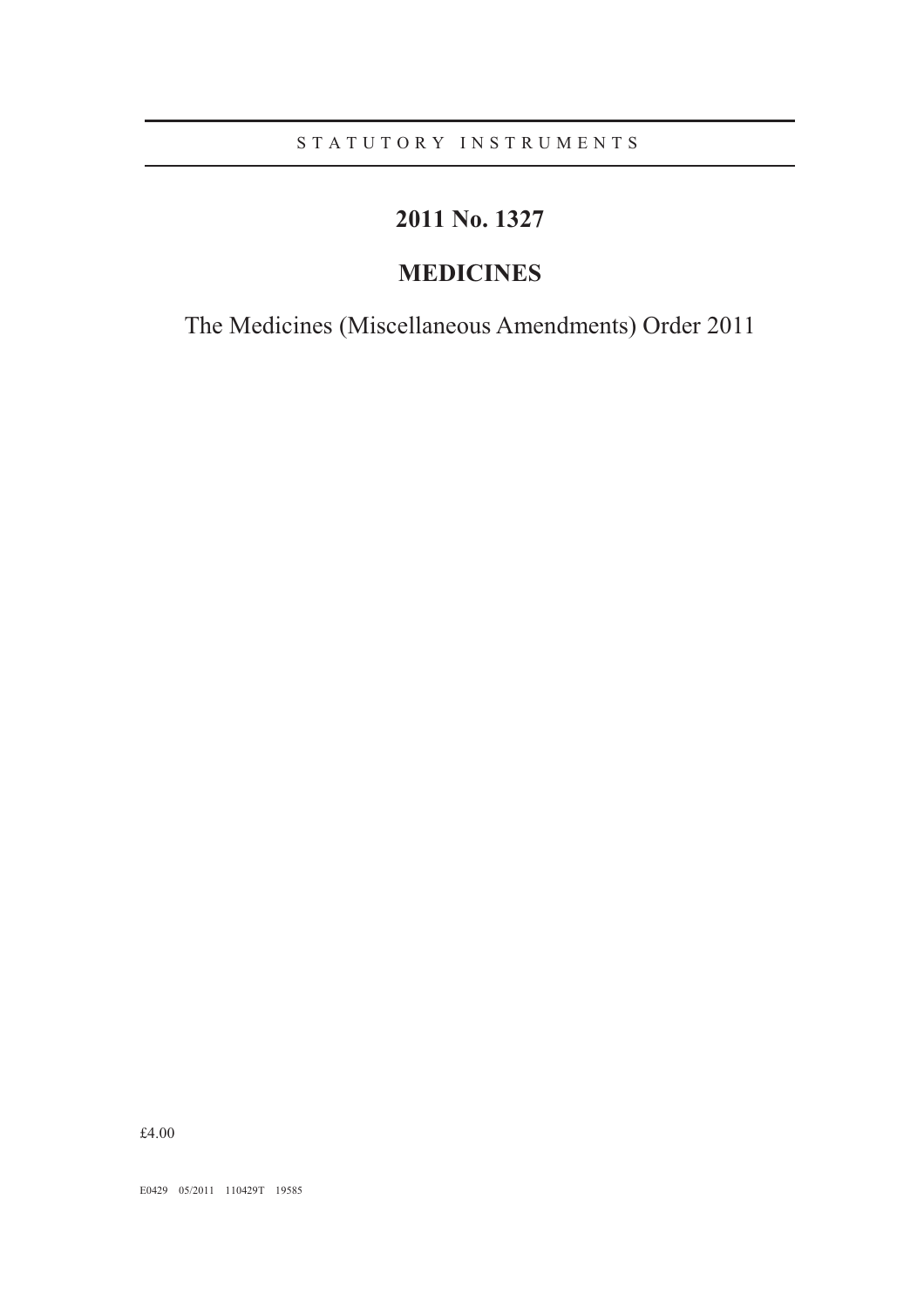STATUTORY INSTRUMENTS

# 2011 No. 1327

## MEDICINES

The Medicines (Miscellaneous Amendments) Order 2011

£4.00

E0429 05/2011 110429T 19585